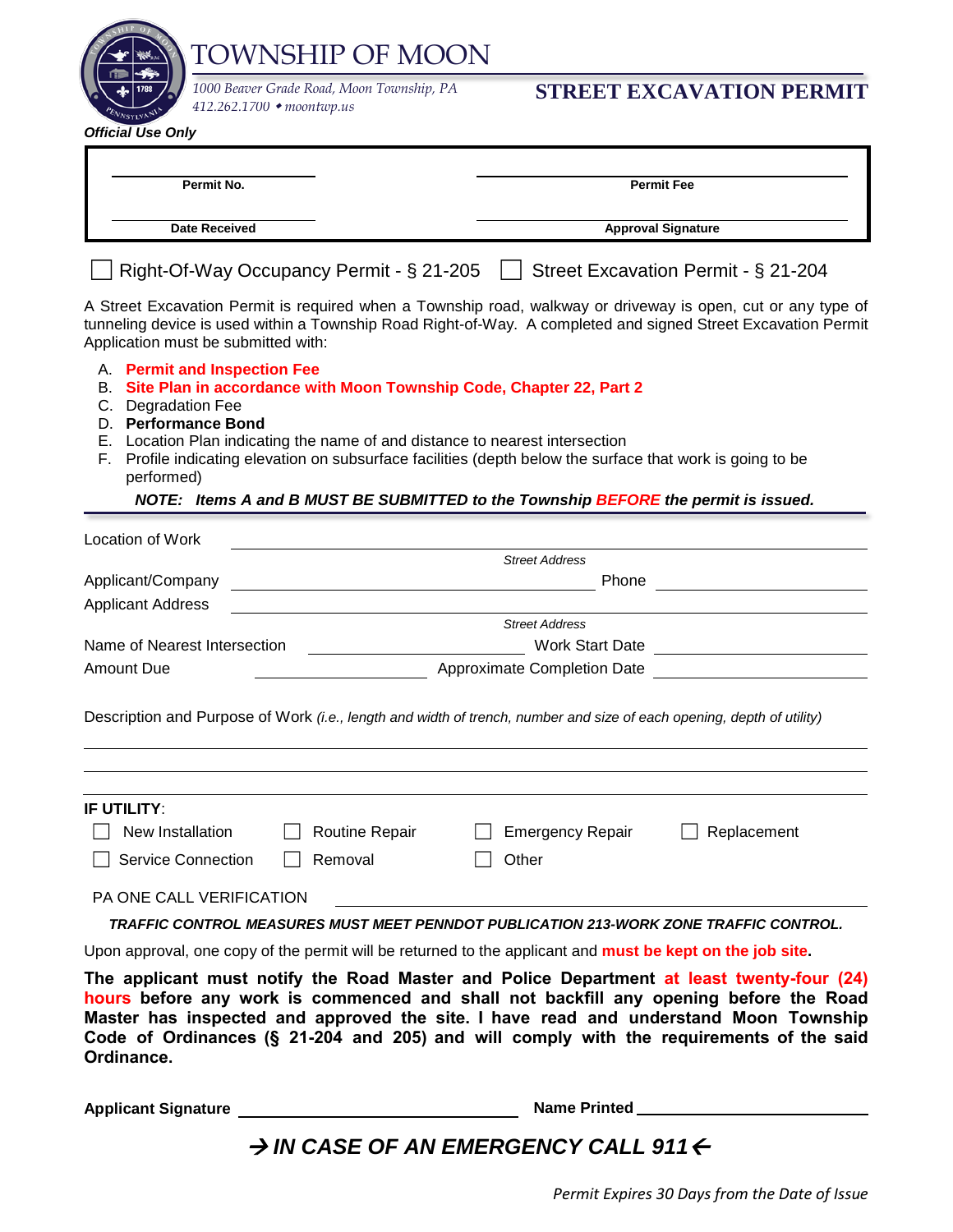# TOWNSHIP OF MOON

*1000 Beaver Grade Road, Moon Township, PA*
*412.262.1700 ◆ moontwp.us*

## STREET EXCAVATION PERMIT

***Official Use Only***

| | |
|---|---|
| **Permit No.** | **Permit Fee** |
| **Date Received** | **Approval Signature** |

☐ Right-Of-Way Occupancy Permit - § 21-205 ☐ Street Excavation Permit - § 21-204

A Street Excavation Permit is required when a Township road, walkway or driveway is open, cut or any type of tunneling device is used within a Township Road Right-of-Way. A completed and signed Street Excavation Permit Application must be submitted with:

A. **Permit and Inspection Fee**
B. **Site Plan in accordance with Moon Township Code, Chapter 22, Part 2**
C. Degradation Fee
D. **Performance Bond**
E. Location Plan indicating the name of and distance to nearest intersection
F. Profile indicating elevation on subsurface facilities (depth below the surface that work is going to be performed)

***NOTE: Items A and B MUST BE SUBMITTED to the Township BEFORE the permit is issued.***

Location of Work \_\_\_\_\_\_\_\_\_\_\_\_\_\_\_\_\_\_\_\_\_\_\_\_\_\_\_\_\_\_\_\_\_\_\_\_\_\_\_\_
*Street Address*

Applicant/Company \_\_\_\_\_\_\_\_\_\_\_\_\_\_\_\_\_\_\_\_\_\_\_\_ Phone \_\_\_\_\_\_\_\_\_\_\_\_\_\_

Applicant Address \_\_\_\_\_\_\_\_\_\_\_\_\_\_\_\_\_\_\_\_\_\_\_\_\_\_\_\_\_\_\_\_\_\_\_\_\_\_\_\_
*Street Address*

Name of Nearest Intersection \_\_\_\_\_\_\_\_\_\_\_\_\_\_\_\_ Work Start Date \_\_\_\_\_\_\_\_\_\_\_\_\_\_

Amount Due \_\_\_\_\_\_\_\_\_\_\_\_\_\_ Approximate Completion Date \_\_\_\_\_\_\_\_\_\_\_\_\_\_

Description and Purpose of Work *(i.e., length and width of trench, number and size of each opening, depth of utility)*

\_\_\_\_\_\_\_\_\_\_\_\_\_\_\_\_\_\_\_\_\_\_\_\_\_\_\_\_\_\_\_\_\_\_\_\_\_\_\_\_\_\_\_\_\_\_\_\_\_\_\_\_\_\_\_\_\_\_\_\_

\_\_\_\_\_\_\_\_\_\_\_\_\_\_\_\_\_\_\_\_\_\_\_\_\_\_\_\_\_\_\_\_\_\_\_\_\_\_\_\_\_\_\_\_\_\_\_\_\_\_\_\_\_\_\_\_\_\_\_\_

\_\_\_\_\_\_\_\_\_\_\_\_\_\_\_\_\_\_\_\_\_\_\_\_\_\_\_\_\_\_\_\_\_\_\_\_\_\_\_\_\_\_\_\_\_\_\_\_\_\_\_\_\_\_\_\_\_\_\_\_

**IF UTILITY**:

☐ New Installation ☐ Routine Repair ☐ Emergency Repair ☐ Replacement

☐ Service Connection ☐ Removal ☐ Other

PA ONE CALL VERIFICATION \_\_\_\_\_\_\_\_\_\_\_\_\_\_\_\_\_\_\_\_\_\_\_\_\_\_\_\_\_\_\_\_\_\_\_\_

***TRAFFIC CONTROL MEASURES MUST MEET PENNDOT PUBLICATION 213-WORK ZONE TRAFFIC CONTROL.***

Upon approval, one copy of the permit will be returned to the applicant and **must be kept on the job site.**

**The applicant must notify the Road Master and Police Department at least twenty-four (24) hours before any work is commenced and shall not backfill any opening before the Road Master has inspected and approved the site. I have read and understand Moon Township Code of Ordinances (§ 21-204 and 205) and will comply with the requirements of the said Ordinance.**

**Applicant Signature** \_\_\_\_\_\_\_\_\_\_\_\_\_\_\_\_\_\_\_\_\_\_\_\_ **Name Printed** \_\_\_\_\_\_\_\_\_\_\_\_\_\_\_\_\_\_\_\_

***→ IN CASE OF AN EMERGENCY CALL 911 ←***

*Permit Expires 30 Days from the Date of Issue*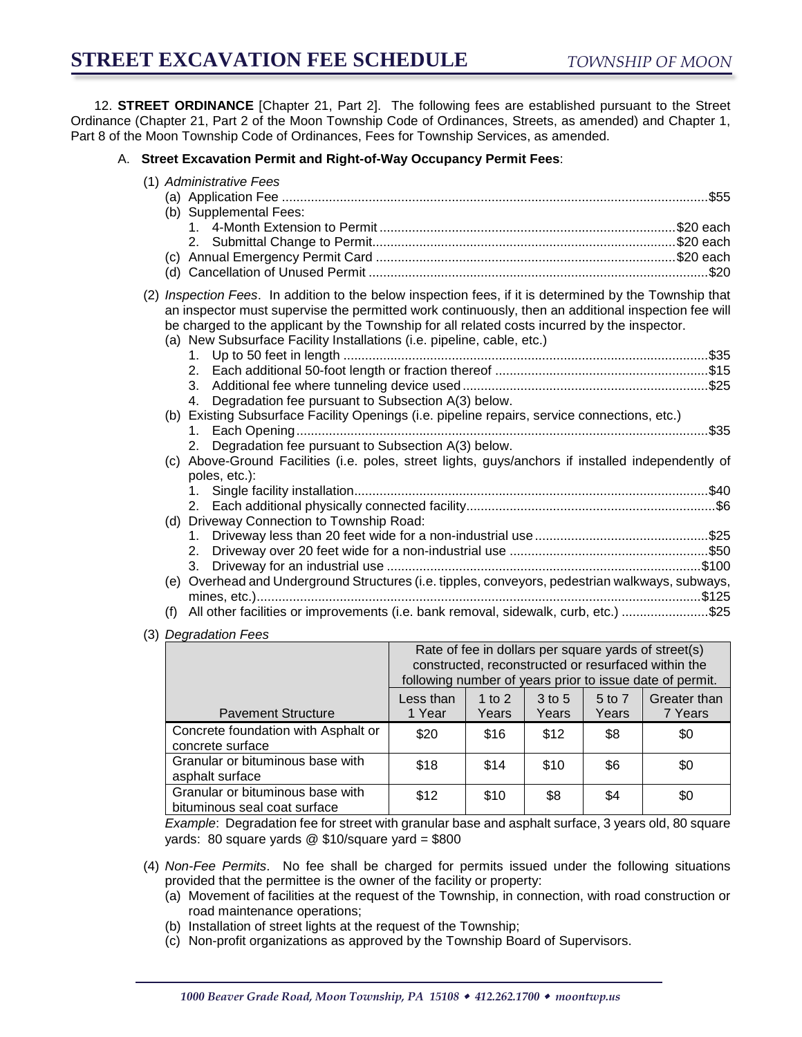# STREET EXCAVATION FEE SCHEDULE

*TOWNSHIP OF MOON*

12. **STREET ORDINANCE** [Chapter 21, Part 2]. The following fees are established pursuant to the Street Ordinance (Chapter 21, Part 2 of the Moon Township Code of Ordinances, Streets, as amended) and Chapter 1, Part 8 of the Moon Township Code of Ordinances, Fees for Township Services, as amended.

A. **Street Excavation Permit and Right-of-Way Occupancy Permit Fees**:

(1) *Administrative Fees*
- (a) Application Fee ............ $55
- (b) Supplemental Fees:
  1. 4-Month Extension to Permit ............ $20 each
  2. Submittal Change to Permit ............ $20 each
- (c) Annual Emergency Permit Card ............ $20 each
- (d) Cancellation of Unused Permit ............ $20

(2) *Inspection Fees*. In addition to the below inspection fees, if it is determined by the Township that an inspector must supervise the permitted work continuously, then an additional inspection fee will be charged to the applicant by the Township for all related costs incurred by the inspector.
- (a) New Subsurface Facility Installations (i.e. pipeline, cable, etc.)
  1. Up to 50 feet in length ............ $35
  2. Each additional 50-foot length or fraction thereof ............ $15
  3. Additional fee where tunneling device used ............ $25
  4. Degradation fee pursuant to Subsection A(3) below.
- (b) Existing Subsurface Facility Openings (i.e. pipeline repairs, service connections, etc.)
  1. Each Opening ............ $35
  2. Degradation fee pursuant to Subsection A(3) below.
- (c) Above-Ground Facilities (i.e. poles, street lights, guys/anchors if installed independently of poles, etc.):
  1. Single facility installation ............ $40
  2. Each additional physically connected facility ............ $6
- (d) Driveway Connection to Township Road:
  1. Driveway less than 20 feet wide for a non-industrial use ............ $25
  2. Driveway over 20 feet wide for a non-industrial use ............ $50
  3. Driveway for an industrial use ............ $100
- (e) Overhead and Underground Structures (i.e. tipples, conveyors, pedestrian walkways, subways, mines, etc.) ............ $125
- (f) All other facilities or improvements (i.e. bank removal, sidewalk, curb, etc.) ............ $25

(3) *Degradation Fees*

| | Rate of fee in dollars per square yards of street(s) constructed, reconstructed or resurfaced within the following number of years prior to issue date of permit. | | | | |
|---|---|---|---|---|---|
| Pavement Structure | Less than 1 Year | 1 to 2 Years | 3 to 5 Years | 5 to 7 Years | Greater than 7 Years |
| Concrete foundation with Asphalt or concrete surface | $20 | $16 | $12 | $8 | $0 |
| Granular or bituminous base with asphalt surface | $18 | $14 | $10 | $6 | $0 |
| Granular or bituminous base with bituminous seal coat surface | $12 | $10 | $8 | $4 | $0 |

*Example*: Degradation fee for street with granular base and asphalt surface, 3 years old, 80 square yards: 80 square yards @ $10/square yard = $800

(4) *Non-Fee Permits*. No fee shall be charged for permits issued under the following situations provided that the permittee is the owner of the facility or property:
- (a) Movement of facilities at the request of the Township, in connection, with road construction or road maintenance operations;
- (b) Installation of street lights at the request of the Township;
- (c) Non-profit organizations as approved by the Township Board of Supervisors.